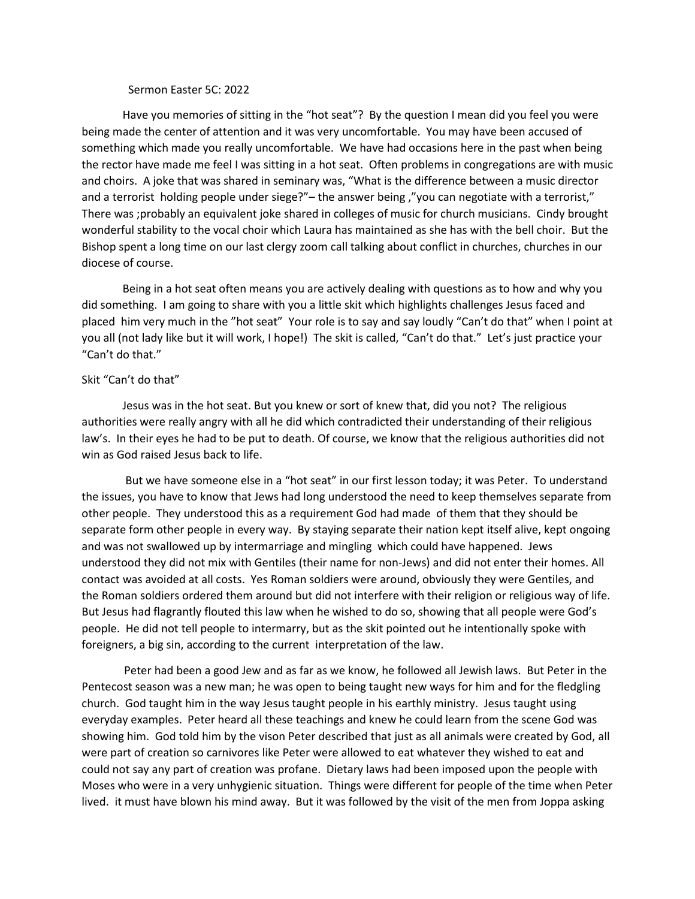Sermon Easter 5C: 2022

Have you memories of sitting in the "hot seat"? By the question I mean did you feel you were being made the center of attention and it was very uncomfortable. You may have been accused of something which made you really uncomfortable. We have had occasions here in the past when being the rector have made me feel I was sitting in a hot seat. Often problems in congregations are with music and choirs. A joke that was shared in seminary was, "What is the difference between a music director and a terrorist holding people under siege?"– the answer being ,"you can negotiate with a terrorist," There was ;probably an equivalent joke shared in colleges of music for church musicians. Cindy brought wonderful stability to the vocal choir which Laura has maintained as she has with the bell choir. But the Bishop spent a long time on our last clergy zoom call talking about conflict in churches, churches in our diocese of course.

Being in a hot seat often means you are actively dealing with questions as to how and why you did something. I am going to share with you a little skit which highlights challenges Jesus faced and placed him very much in the "hot seat" Your role is to say and say loudly "Can't do that" when I point at you all (not lady like but it will work, I hope!) The skit is called, "Can't do that." Let's just practice your "Can't do that."

Skit "Can't do that"

Jesus was in the hot seat. But you knew or sort of knew that, did you not? The religious authorities were really angry with all he did which contradicted their understanding of their religious law's. In their eyes he had to be put to death. Of course, we know that the religious authorities did not win as God raised Jesus back to life.

But we have someone else in a "hot seat" in our first lesson today; it was Peter. To understand the issues, you have to know that Jews had long understood the need to keep themselves separate from other people. They understood this as a requirement God had made of them that they should be separate form other people in every way. By staying separate their nation kept itself alive, kept ongoing and was not swallowed up by intermarriage and mingling which could have happened. Jews understood they did not mix with Gentiles (their name for non-Jews) and did not enter their homes. All contact was avoided at all costs. Yes Roman soldiers were around, obviously they were Gentiles, and the Roman soldiers ordered them around but did not interfere with their religion or religious way of life. But Jesus had flagrantly flouted this law when he wished to do so, showing that all people were God's people. He did not tell people to intermarry, but as the skit pointed out he intentionally spoke with foreigners, a big sin, according to the current interpretation of the law.

Peter had been a good Jew and as far as we know, he followed all Jewish laws. But Peter in the Pentecost season was a new man; he was open to being taught new ways for him and for the fledgling church. God taught him in the way Jesus taught people in his earthly ministry. Jesus taught using everyday examples. Peter heard all these teachings and knew he could learn from the scene God was showing him. God told him by the vison Peter described that just as all animals were created by God, all were part of creation so carnivores like Peter were allowed to eat whatever they wished to eat and could not say any part of creation was profane. Dietary laws had been imposed upon the people with Moses who were in a very unhygienic situation. Things were different for people of the time when Peter lived. it must have blown his mind away. But it was followed by the visit of the men from Joppa asking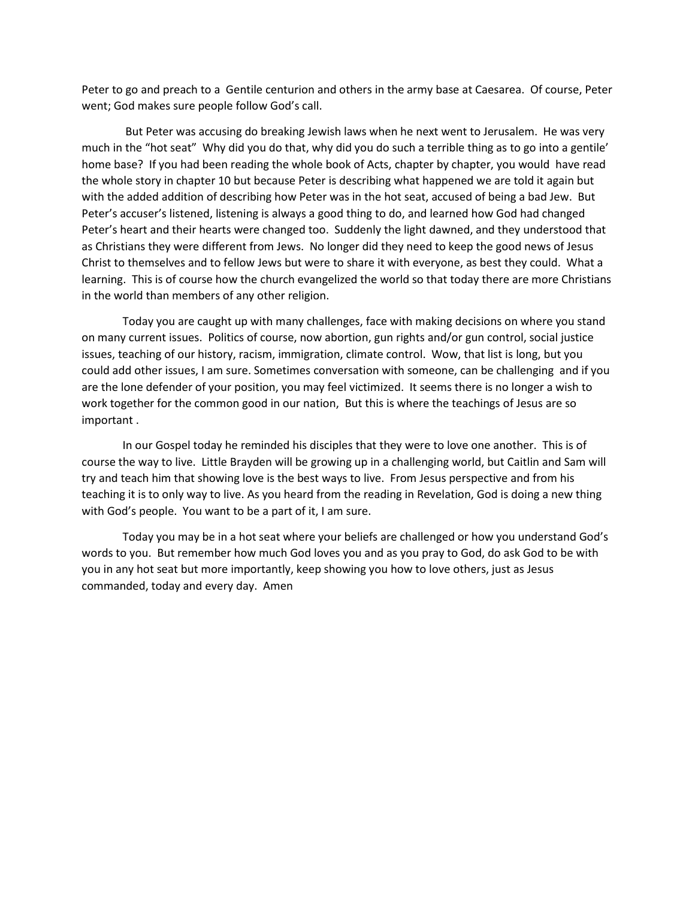Peter to go and preach to a Gentile centurion and others in the army base at Caesarea. Of course, Peter went; God makes sure people follow God's call.

But Peter was accusing do breaking Jewish laws when he next went to Jerusalem. He was very much in the "hot seat" Why did you do that, why did you do such a terrible thing as to go into a gentile' home base? If you had been reading the whole book of Acts, chapter by chapter, you would have read the whole story in chapter 10 but because Peter is describing what happened we are told it again but with the added addition of describing how Peter was in the hot seat, accused of being a bad Jew. But Peter's accuser's listened, listening is always a good thing to do, and learned how God had changed Peter's heart and their hearts were changed too. Suddenly the light dawned, and they understood that as Christians they were different from Jews. No longer did they need to keep the good news of Jesus Christ to themselves and to fellow Jews but were to share it with everyone, as best they could. What a learning. This is of course how the church evangelized the world so that today there are more Christians in the world than members of any other religion.

Today you are caught up with many challenges, face with making decisions on where you stand on many current issues. Politics of course, now abortion, gun rights and/or gun control, social justice issues, teaching of our history, racism, immigration, climate control. Wow, that list is long, but you could add other issues, I am sure. Sometimes conversation with someone, can be challenging and if you are the lone defender of your position, you may feel victimized. It seems there is no longer a wish to work together for the common good in our nation, But this is where the teachings of Jesus are so important .

In our Gospel today he reminded his disciples that they were to love one another. This is of course the way to live. Little Brayden will be growing up in a challenging world, but Caitlin and Sam will try and teach him that showing love is the best ways to live. From Jesus perspective and from his teaching it is to only way to live. As you heard from the reading in Revelation, God is doing a new thing with God's people. You want to be a part of it, I am sure.

Today you may be in a hot seat where your beliefs are challenged or how you understand God's words to you. But remember how much God loves you and as you pray to God, do ask God to be with you in any hot seat but more importantly, keep showing you how to love others, just as Jesus commanded, today and every day. Amen